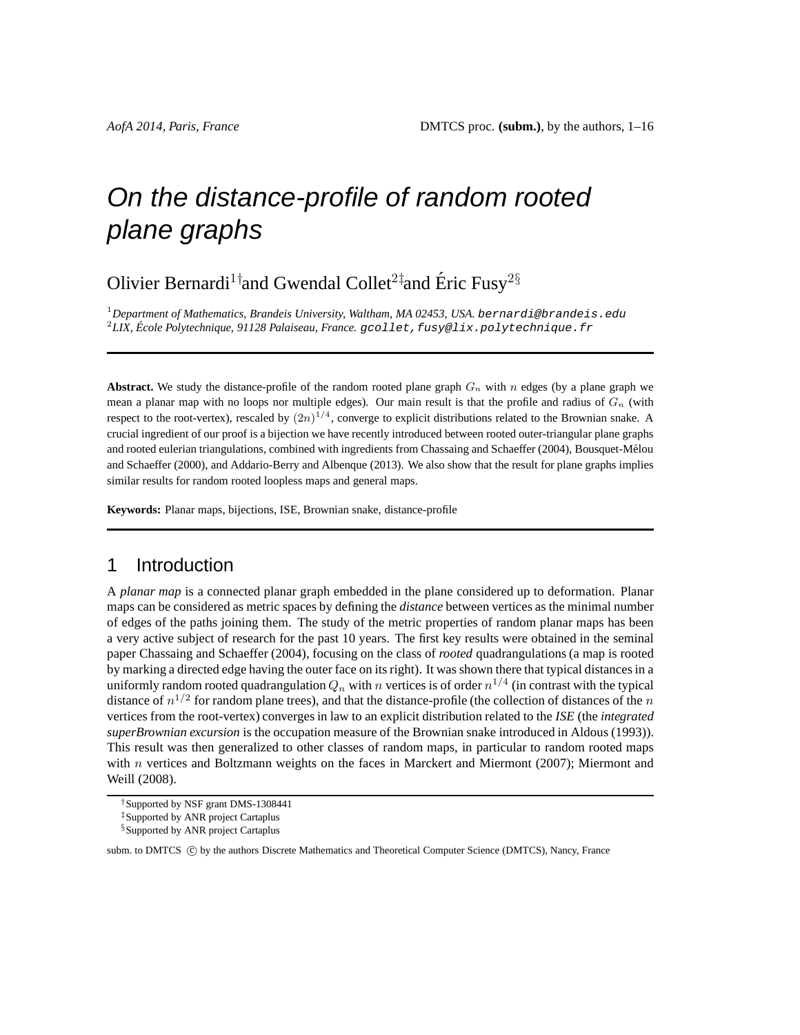# *On the distance-profile of random rooted plane graphs*

Olivier Bernardi[1†] and Gwendal Collet[2‡] and Éric Fusy[2§]

[1] *Department of Mathematics, Brandeis University, Waltham, MA 02453, USA.* `bernardi@brandeis.edu`
[2] *LIX, École Polytechnique, 91128 Palaiseau, France.* `gcollet,fusy@lix.polytechnique.fr`

---

**Abstract.** We study the distance-profile of the random rooted plane graph $G_n$ with $n$ edges (by a plane graph we mean a planar map with no loops nor multiple edges). Our main result is that the profile and radius of $G_n$ (with respect to the root-vertex), rescaled by $(2n)^{1/4}$, converge to explicit distributions related to the Brownian snake. A crucial ingredient of our proof is a bijection we have recently introduced between rooted outer-triangular plane graphs and rooted eulerian triangulations, combined with ingredients from Chassaing and Schaeffer (2004), Bousquet-Mélou and Schaeffer (2000), and Addario-Berry and Albenque (2013). We also show that the result for plane graphs implies similar results for random rooted loopless maps and general maps.

**Keywords:** Planar maps, bijections, ISE, Brownian snake, distance-profile

---

## 1 Introduction

A *planar map* is a connected planar graph embedded in the plane considered up to deformation. Planar maps can be considered as metric spaces by defining the *distance* between vertices as the minimal number of edges of the paths joining them. The study of the metric properties of random planar maps has been a very active subject of research for the past 10 years. The first key results were obtained in the seminal paper Chassaing and Schaeffer (2004), focusing on the class of *rooted* quadrangulations (a map is rooted by marking a directed edge having the outer face on its right). It was shown there that typical distances in a uniformly random rooted quadrangulation $Q_n$ with $n$ vertices is of order $n^{1/4}$ (in contrast with the typical distance of $n^{1/2}$ for random plane trees), and that the distance-profile (the collection of distances of the $n$ vertices from the root-vertex) converges in law to an explicit distribution related to the *ISE* (the *integrated superBrownian excursion* is the occupation measure of the Brownian snake introduced in Aldous (1993)). This result was then generalized to other classes of random maps, in particular to random rooted maps with $n$ vertices and Boltzmann weights on the faces in Marckert and Miermont (2007); Miermont and Weill (2008).

---

† Supported by NSF grant DMS-1308441

‡ Supported by ANR project Cartaplus

§ Supported by ANR project Cartaplus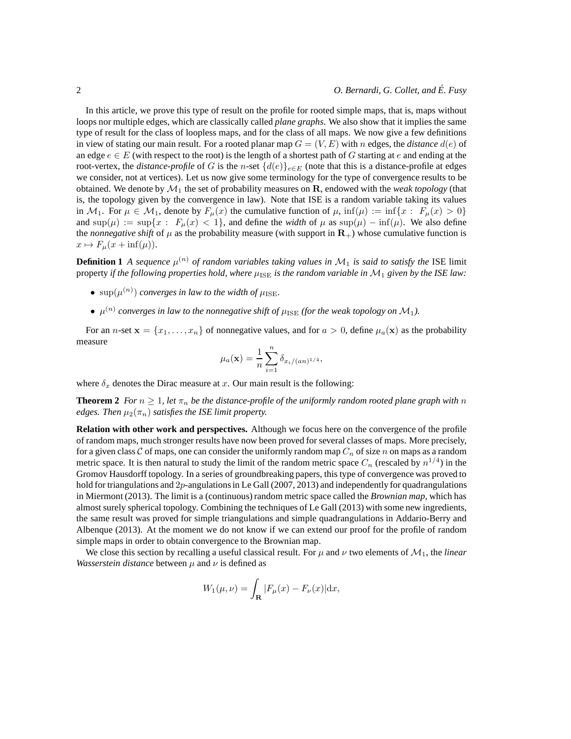In this article, we prove this type of result on the profile for rooted simple maps, that is, maps without loops nor multiple edges, which are classically called *plane graphs*. We also show that it implies the same type of result for the class of loopless maps, and for the class of all maps. We now give a few definitions in view of stating our main result. For a rooted planar map $G = (V, E)$ with $n$ edges, the *distance* $d(e)$ of an edge $e \in E$ (with respect to the root) is the length of a shortest path of $G$ starting at $e$ and ending at the root-vertex, the *distance-profile* of $G$ is the $n$-set $\{d(e)\}_{e \in E}$ (note that this is a distance-profile at edges we consider, not at vertices). Let us now give some terminology for the type of convergence results to be obtained. We denote by $\mathcal{M}_1$ the set of probability measures on $\mathbf{R}$, endowed with the *weak topology* (that is, the topology given by the convergence in law). Note that ISE is a random variable taking its values in $\mathcal{M}_1$. For $\mu \in \mathcal{M}_1$, denote by $F_\mu(x)$ the cumulative function of $\mu$, $\inf(\mu) := \inf\{x : F_\mu(x) > 0\}$ and $\sup(\mu) := \sup\{x : F_\mu(x) < 1\}$, and define the *width* of $\mu$ as $\sup(\mu) - \inf(\mu)$. We also define the *nonnegative shift* of $\mu$ as the probability measure (with support in $\mathbf{R}_+$) whose cumulative function is $x \mapsto F_\mu(x + \inf(\mu))$.

**Definition 1** *A sequence $\mu^{(n)}$ of random variables taking values in $\mathcal{M}_1$ is said to satisfy the* ISE limit property *if the following properties hold, where $\mu_{\mathrm{ISE}}$ is the random variable in $\mathcal{M}_1$ given by the ISE law:*

- *$\sup(\mu^{(n)})$ converges in law to the width of $\mu_{\mathrm{ISE}}$.*
- *$\mu^{(n)}$ converges in law to the nonnegative shift of $\mu_{\mathrm{ISE}}$ (for the weak topology on $\mathcal{M}_1$).*

For an $n$-set $\mathbf{x} = \{x_1, \ldots, x_n\}$ of nonnegative values, and for $a > 0$, define $\mu_a(\mathbf{x})$ as the probability measure

$$\mu_a(\mathbf{x}) = \frac{1}{n} \sum_{i=1}^{n} \delta_{x_i/(an)^{1/4}},$$

where $\delta_x$ denotes the Dirac measure at $x$. Our main result is the following:

**Theorem 2** *For $n \geq 1$, let $\pi_n$ be the distance-profile of the uniformly random rooted plane graph with $n$ edges. Then $\mu_2(\pi_n)$ satisfies the ISE limit property.*

**Relation with other work and perspectives.** Although we focus here on the convergence of the profile of random maps, much stronger results have now been proved for several classes of maps. More precisely, for a given class $\mathcal{C}$ of maps, one can consider the uniformly random map $C_n$ of size $n$ on maps as a random metric space. It is then natural to study the limit of the random metric space $C_n$ (rescaled by $n^{1/4}$) in the Gromov Hausdorff topology. In a series of groundbreaking papers, this type of convergence was proved to hold for triangulations and $2p$-angulations in Le Gall (2007, 2013) and independently for quadrangulations in Miermont (2013). The limit is a (continuous) random metric space called the *Brownian map*, which has almost surely spherical topology. Combining the techniques of Le Gall (2013) with some new ingredients, the same result was proved for simple triangulations and simple quadrangulations in Addario-Berry and Albenque (2013). At the moment we do not know if we can extend our proof for the profile of random simple maps in order to obtain convergence to the Brownian map.

We close this section by recalling a useful classical result. For $\mu$ and $\nu$ two elements of $\mathcal{M}_1$, the *linear Wasserstein distance* between $\mu$ and $\nu$ is defined as

$$W_1(\mu, \nu) = \int_{\mathbf{R}} |F_\mu(x) - F_\nu(x)| \mathrm{d}x,$$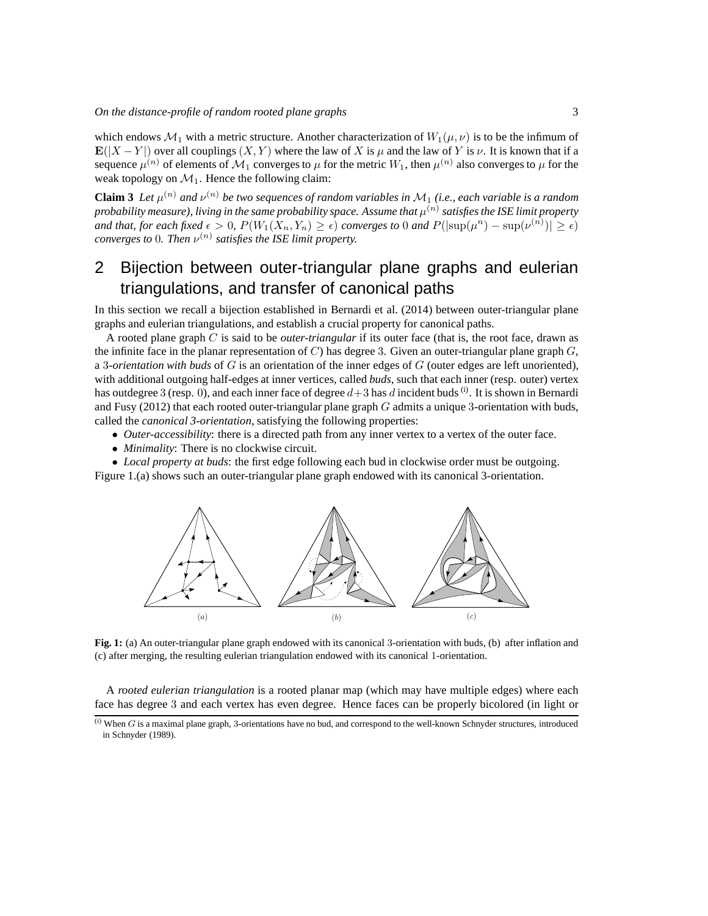which endows $\mathcal{M}_1$ with a metric structure. Another characterization of $W_1(\mu, \nu)$ is to be the infimum of $\mathbf{E}(|X - Y|)$ over all couplings $(X, Y)$ where the law of $X$ is $\mu$ and the law of $Y$ is $\nu$. It is known that if a sequence $\mu^{(n)}$ of elements of $\mathcal{M}_1$ converges to $\mu$ for the metric $W_1$, then $\mu^{(n)}$ also converges to $\mu$ for the weak topology on $\mathcal{M}_1$. Hence the following claim:

**Claim 3** *Let $\mu^{(n)}$ and $\nu^{(n)}$ be two sequences of random variables in $\mathcal{M}_1$ (i.e., each variable is a random probability measure), living in the same probability space. Assume that $\mu^{(n)}$ satisfies the ISE limit property and that, for each fixed $\epsilon > 0$, $P(W_1(X_n, Y_n) \geq \epsilon)$ converges to $0$ and $P(|\sup(\mu^n) - \sup(\nu^{(n)})| \geq \epsilon)$ converges to $0$. Then $\nu^{(n)}$ satisfies the ISE limit property.*

## 2 Bijection between outer-triangular plane graphs and eulerian triangulations, and transfer of canonical paths

In this section we recall a bijection established in Bernardi et al. (2014) between outer-triangular plane graphs and eulerian triangulations, and establish a crucial property for canonical paths.

A rooted plane graph $C$ is said to be *outer-triangular* if its outer face (that is, the root face, drawn as the infinite face in the planar representation of $C$) has degree $3$. Given an outer-triangular plane graph $G$, a $3$*-orientation with buds* of $G$ is an orientation of the inner edges of $G$ (outer edges are left unoriented), with additional outgoing half-edges at inner vertices, called *buds*, such that each inner (resp. outer) vertex has outdegree $3$ (resp. $0$), and each inner face of degree $d+3$ has $d$ incident buds [(i)]. It is shown in Bernardi and Fusy (2012) that each rooted outer-triangular plane graph $G$ admits a unique $3$-orientation with buds, called the *canonical 3-orientation*, satisfying the following properties:

- *Outer-accessibility*: there is a directed path from any inner vertex to a vertex of the outer face.
- *Minimality*: There is no clockwise circuit.
- *Local property at buds*: the first edge following each bud in clockwise order must be outgoing.

Figure 1.(a) shows such an outer-triangular plane graph endowed with its canonical 3-orientation.

**Fig. 1:** (a) An outer-triangular plane graph endowed with its canonical $3$-orientation with buds, (b) after inflation and (c) after merging, the resulting eulerian triangulation endowed with its canonical 1-orientation.

A *rooted eulerian triangulation* is a rooted planar map (which may have multiple edges) where each face has degree $3$ and each vertex has even degree. Hence faces can be properly bicolored (in light or

[(i)] When $G$ is a maximal plane graph, 3-orientations have no bud, and correspond to the well-known Schnyder structures, introduced in Schnyder (1989).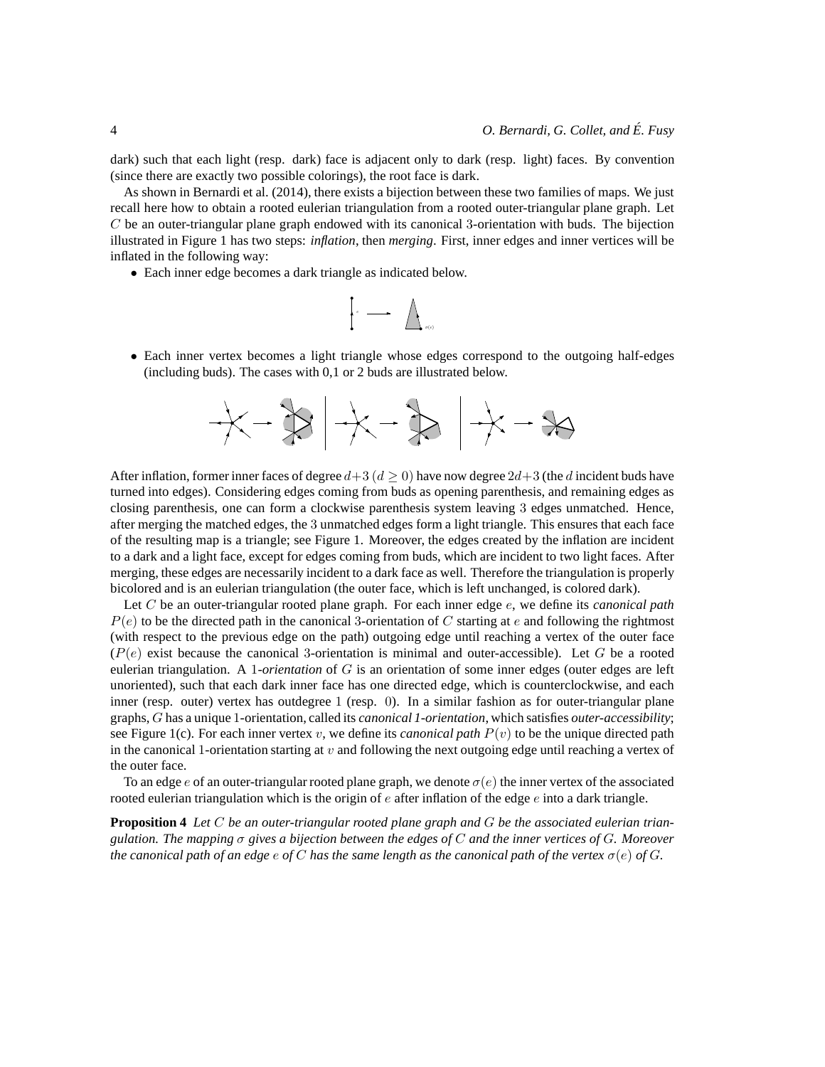dark) such that each light (resp. dark) face is adjacent only to dark (resp. light) faces. By convention (since there are exactly two possible colorings), the root face is dark.

As shown in Bernardi et al. (2014), there exists a bijection between these two families of maps. We just recall here how to obtain a rooted eulerian triangulation from a rooted outer-triangular plane graph. Let $C$ be an outer-triangular plane graph endowed with its canonical 3-orientation with buds. The bijection illustrated in Figure 1 has two steps: *inflation*, then *merging*. First, inner edges and inner vertices will be inflated in the following way:

- Each inner edge becomes a dark triangle as indicated below.

- Each inner vertex becomes a light triangle whose edges correspond to the outgoing half-edges (including buds). The cases with 0,1 or 2 buds are illustrated below.

After inflation, former inner faces of degree $d+3$ ($d \geq 0$) have now degree $2d+3$ (the $d$ incident buds have turned into edges). Considering edges coming from buds as opening parenthesis, and remaining edges as closing parenthesis, one can form a clockwise parenthesis system leaving 3 edges unmatched. Hence, after merging the matched edges, the 3 unmatched edges form a light triangle. This ensures that each face of the resulting map is a triangle; see Figure 1. Moreover, the edges created by the inflation are incident to a dark and a light face, except for edges coming from buds, which are incident to two light faces. After merging, these edges are necessarily incident to a dark face as well. Therefore the triangulation is properly bicolored and is an eulerian triangulation (the outer face, which is left unchanged, is colored dark).

Let $C$ be an outer-triangular rooted plane graph. For each inner edge $e$, we define its *canonical path* $P(e)$ to be the directed path in the canonical 3-orientation of $C$ starting at $e$ and following the rightmost (with respect to the previous edge on the path) outgoing edge until reaching a vertex of the outer face ($P(e)$ exist because the canonical 3-orientation is minimal and outer-accessible). Let $G$ be a rooted eulerian triangulation. A 1*-orientation* of $G$ is an orientation of some inner edges (outer edges are left unoriented), such that each dark inner face has one directed edge, which is counterclockwise, and each inner (resp. outer) vertex has outdegree 1 (resp. 0). In a similar fashion as for outer-triangular plane graphs, $G$ has a unique 1-orientation, called its *canonical 1-orientation*, which satisfies *outer-accessibility*; see Figure 1(c). For each inner vertex $v$, we define its *canonical path* $P(v)$ to be the unique directed path in the canonical 1-orientation starting at $v$ and following the next outgoing edge until reaching a vertex of the outer face.

To an edge $e$ of an outer-triangular rooted plane graph, we denote $\sigma(e)$ the inner vertex of the associated rooted eulerian triangulation which is the origin of $e$ after inflation of the edge $e$ into a dark triangle.

**Proposition 4** *Let $C$ be an outer-triangular rooted plane graph and $G$ be the associated eulerian triangulation. The mapping $\sigma$ gives a bijection between the edges of $C$ and the inner vertices of $G$. Moreover the canonical path of an edge $e$ of $C$ has the same length as the canonical path of the vertex $\sigma(e)$ of $G$.*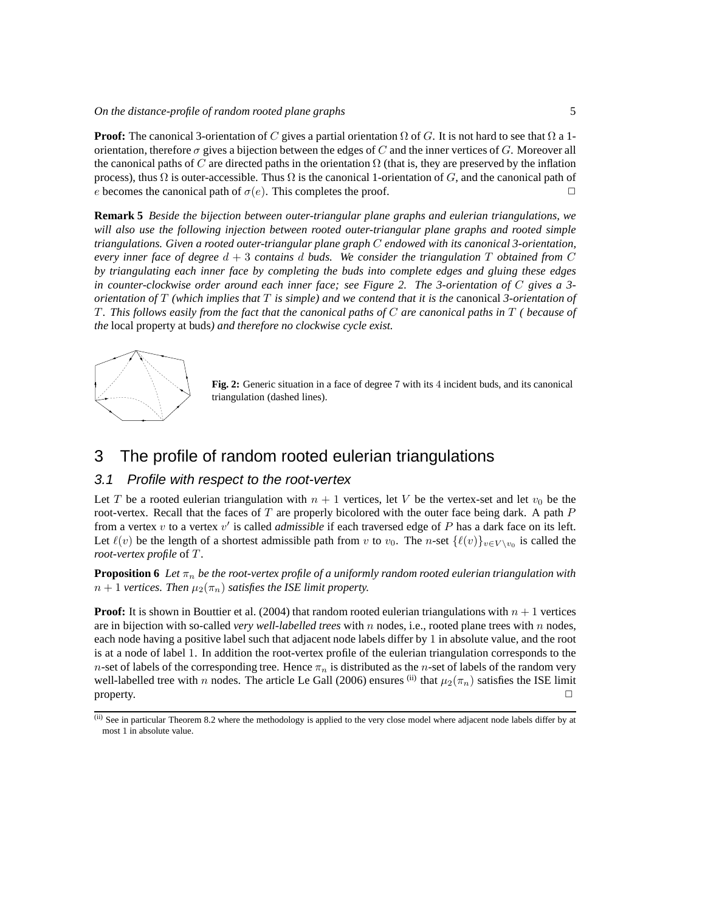**Proof:** The canonical 3-orientation of $C$ gives a partial orientation $\Omega$ of $G$. It is not hard to see that $\Omega$ a 1-orientation, therefore $\sigma$ gives a bijection between the edges of $C$ and the inner vertices of $G$. Moreover all the canonical paths of $C$ are directed paths in the orientation $\Omega$ (that is, they are preserved by the inflation process), thus $\Omega$ is outer-accessible. Thus $\Omega$ is the canonical 1-orientation of $G$, and the canonical path of $e$ becomes the canonical path of $\sigma(e)$. This completes the proof. □

**Remark 5** *Beside the bijection between outer-triangular plane graphs and eulerian triangulations, we will also use the following injection between rooted outer-triangular plane graphs and rooted simple triangulations. Given a rooted outer-triangular plane graph $C$ endowed with its canonical 3-orientation, every inner face of degree $d+3$ contains $d$ buds. We consider the triangulation $T$ obtained from $C$ by triangulating each inner face by completing the buds into complete edges and gluing these edges in counter-clockwise order around each inner face; see Figure 2. The 3-orientation of $C$ gives a 3-orientation of $T$ (which implies that $T$ is simple) and we contend that it is the* canonical *3-orientation of $T$. This follows easily from the fact that the canonical paths of $C$ are canonical paths in $T$ ( because of the* local property at buds*) and therefore no clockwise cycle exist.*

**Fig. 2:** Generic situation in a face of degree 7 with its 4 incident buds, and its canonical triangulation (dashed lines).

## 3 The profile of random rooted eulerian triangulations

### 3.1 Profile with respect to the root-vertex

Let $T$ be a rooted eulerian triangulation with $n+1$ vertices, let $V$ be the vertex-set and let $v_0$ be the root-vertex. Recall that the faces of $T$ are properly bicolored with the outer face being dark. A path $P$ from a vertex $v$ to a vertex $v'$ is called *admissible* if each traversed edge of $P$ has a dark face on its left. Let $\ell(v)$ be the length of a shortest admissible path from $v$ to $v_0$. The $n$-set $\{\ell(v)\}_{v\in V\setminus v_0}$ is called the *root-vertex profile* of $T$.

**Proposition 6** *Let $\pi_n$ be the root-vertex profile of a uniformly random rooted eulerian triangulation with $n+1$ vertices. Then $\mu_2(\pi_n)$ satisfies the ISE limit property.*

**Proof:** It is shown in Bouttier et al. (2004) that random rooted eulerian triangulations with $n+1$ vertices are in bijection with so-called *very well-labelled trees* with $n$ nodes, i.e., rooted plane trees with $n$ nodes, each node having a positive label such that adjacent node labels differ by 1 in absolute value, and the root is at a node of label 1. In addition the root-vertex profile of the eulerian triangulation corresponds to the $n$-set of labels of the corresponding tree. Hence $\pi_n$ is distributed as the $n$-set of labels of the random very well-labelled tree with $n$ nodes. The article Le Gall (2006) ensures [(ii)] that $\mu_2(\pi_n)$ satisfies the ISE limit property. □

[(ii)] See in particular Theorem 8.2 where the methodology is applied to the very close model where adjacent node labels differ by at most 1 in absolute value.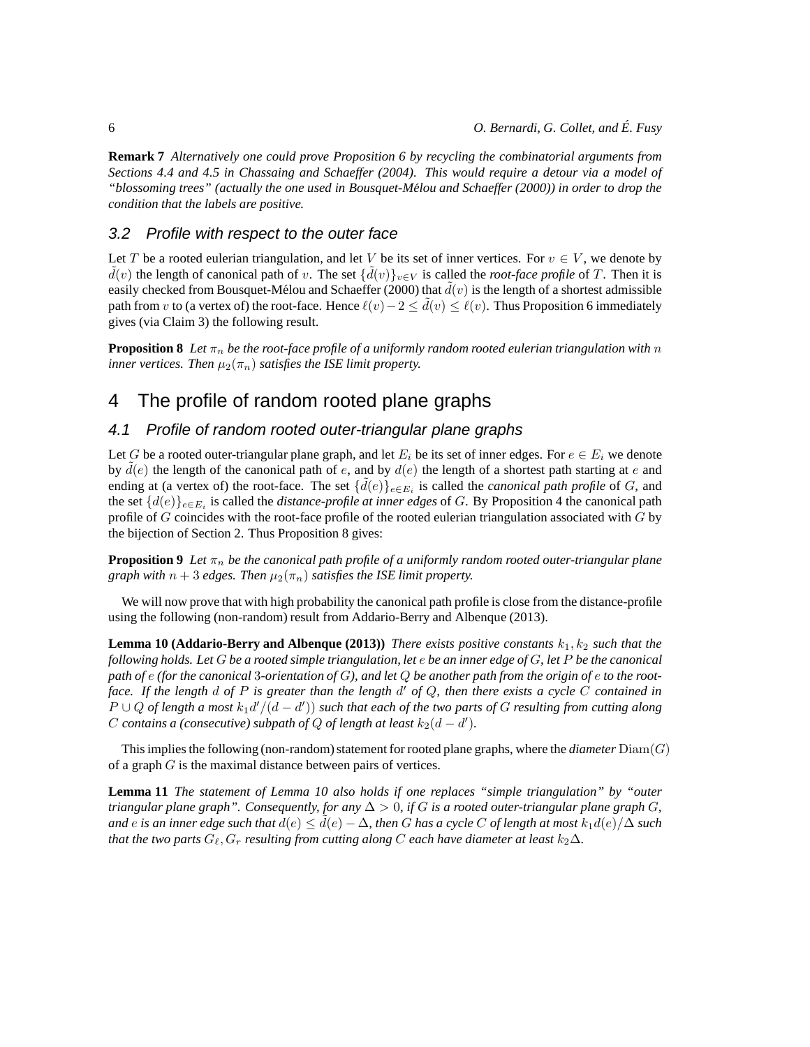**Remark 7** *Alternatively one could prove Proposition 6 by recycling the combinatorial arguments from Sections 4.4 and 4.5 in Chassaing and Schaeffer (2004). This would require a detour via a model of "blossoming trees" (actually the one used in Bousquet-Mélou and Schaeffer (2000)) in order to drop the condition that the labels are positive.*

### 3.2 Profile with respect to the outer face

Let $T$ be a rooted eulerian triangulation, and let $V$ be its set of inner vertices. For $v \in V$, we denote by $\tilde{d}(v)$ the length of canonical path of $v$. The set $\{\tilde{d}(v)\}_{v \in V}$ is called the *root-face profile* of $T$. Then it is easily checked from Bousquet-Mélou and Schaeffer (2000) that $\tilde{d}(v)$ is the length of a shortest admissible path from $v$ to (a vertex of) the root-face. Hence $\ell(v) - 2 \leq \tilde{d}(v) \leq \ell(v)$. Thus Proposition 6 immediately gives (via Claim 3) the following result.

**Proposition 8** *Let $\pi_n$ be the root-face profile of a uniformly random rooted eulerian triangulation with $n$ inner vertices. Then $\mu_2(\pi_n)$ satisfies the ISE limit property.*

## 4 The profile of random rooted plane graphs

### 4.1 Profile of random rooted outer-triangular plane graphs

Let $G$ be a rooted outer-triangular plane graph, and let $E_i$ be its set of inner edges. For $e \in E_i$ we denote by $\tilde{d}(e)$ the length of the canonical path of $e$, and by $d(e)$ the length of a shortest path starting at $e$ and ending at (a vertex of) the root-face. The set $\{\tilde{d}(e)\}_{e \in E_i}$ is called the *canonical path profile* of $G$, and the set $\{d(e)\}_{e \in E_i}$ is called the *distance-profile at inner edges* of $G$. By Proposition 4 the canonical path profile of $G$ coincides with the root-face profile of the rooted eulerian triangulation associated with $G$ by the bijection of Section 2. Thus Proposition 8 gives:

**Proposition 9** *Let $\pi_n$ be the canonical path profile of a uniformly random rooted outer-triangular plane graph with $n+3$ edges. Then $\mu_2(\pi_n)$ satisfies the ISE limit property.*

We will now prove that with high probability the canonical path profile is close from the distance-profile using the following (non-random) result from Addario-Berry and Albenque (2013).

**Lemma 10 (Addario-Berry and Albenque (2013))** *There exists positive constants $k_1, k_2$ such that the following holds. Let $G$ be a rooted simple triangulation, let $e$ be an inner edge of $G$, let $P$ be the canonical path of $e$ (for the canonical 3-orientation of $G$), and let $Q$ be another path from the origin of $e$ to the root-face. If the length $d$ of $P$ is greater than the length $d'$ of $Q$, then there exists a cycle $C$ contained in $P \cup Q$ of length a most $k_1 d'/(d - d')$) such that each of the two parts of $G$ resulting from cutting along $C$ contains a (consecutive) subpath of $Q$ of length at least $k_2(d - d')$.*

This implies the following (non-random) statement for rooted plane graphs, where the *diameter* $\mathrm{Diam}(G)$ of a graph $G$ is the maximal distance between pairs of vertices.

**Lemma 11** *The statement of Lemma 10 also holds if one replaces "simple triangulation" by "outer triangular plane graph". Consequently, for any $\Delta > 0$, if $G$ is a rooted outer-triangular plane graph $G$, and $e$ is an inner edge such that $d(e) \leq \tilde{d}(e) - \Delta$, then $G$ has a cycle $C$ of length at most $k_1 d(e)/\Delta$ such that the two parts $G_\ell, G_r$ resulting from cutting along $C$ each have diameter at least $k_2 \Delta$.*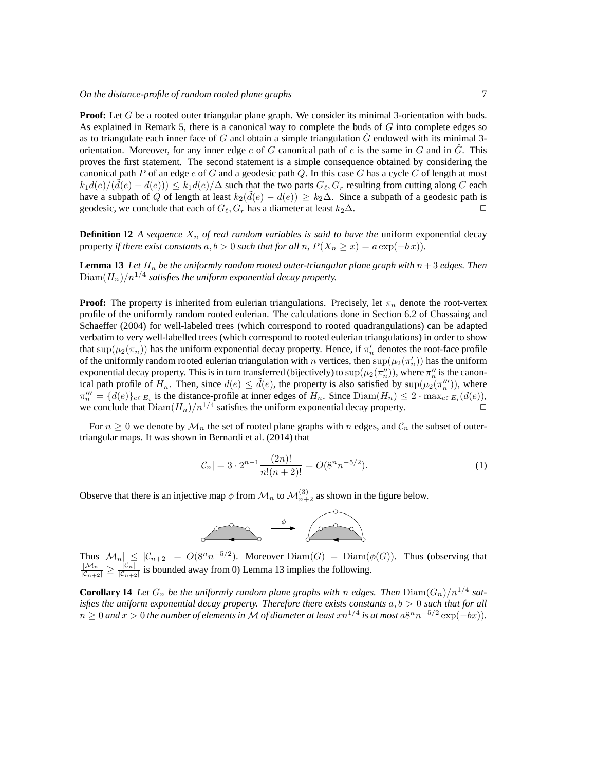**Proof:** Let $G$ be a rooted outer triangular plane graph. We consider its minimal 3-orientation with buds. As explained in Remark 5, there is a canonical way to complete the buds of $G$ into complete edges so as to triangulate each inner face of $G$ and obtain a simple triangulation $\hat{G}$ endowed with its minimal 3-orientation. Moreover, for any inner edge $e$ of $G$ canonical path of $e$ is the same in $G$ and in $\hat{G}$. This proves the first statement. The second statement is a simple consequence obtained by considering the canonical path $P$ of an edge $e$ of $G$ and a geodesic path $Q$. In this case $G$ has a cycle $C$ of length at most $k_1 d(e)/(\tilde{d}(e) - d(e)) \leq k_1 d(e)/\Delta$ such that the two parts $G_\ell, G_r$ resulting from cutting along $C$ each have a subpath of $Q$ of length at least $k_2(\tilde{d}(e) - d(e)) \geq k_2\Delta$. Since a subpath of a geodesic path is geodesic, we conclude that each of $G_\ell, G_r$ has a diameter at least $k_2\Delta$. ◻

**Definition 12** *A sequence $X_n$ of real random variables is said to have the* uniform exponential decay property *if there exist constants $a, b > 0$ such that for all $n$, $P(X_n \geq x) = a\exp(-b\,x))$.*

**Lemma 13** *Let $H_n$ be the uniformly random rooted outer-triangular plane graph with $n+3$ edges. Then $\mathrm{Diam}(H_n)/n^{1/4}$ satisfies the uniform exponential decay property.*

**Proof:** The property is inherited from eulerian triangulations. Precisely, let $\pi_n$ denote the root-vertex profile of the uniformly random rooted eulerian. The calculations done in Section 6.2 of Chassaing and Schaeffer (2004) for well-labeled trees (which correspond to rooted quadrangulations) can be adapted verbatim to very well-labelled trees (which correspond to rooted eulerian triangulations) in order to show that $\sup(\mu_2(\pi_n))$ has the uniform exponential decay property. Hence, if $\pi'_n$ denotes the root-face profile of the uniformly random rooted eulerian triangulation with $n$ vertices, then $\sup(\mu_2(\pi'_n))$ has the uniform exponential decay property. This is in turn transferred (bijectively) to $\sup(\mu_2(\pi''_n))$, where $\pi''_n$ is the canonical path profile of $H_n$. Then, since $d(e) \leq \tilde{d}(e)$, the property is also satisfied by $\sup(\mu_2(\pi'''_n))$, where $\pi'''_n = \{d(e)\}_{e\in E_i}$ is the distance-profile at inner edges of $H_n$. Since $\mathrm{Diam}(H_n) \leq 2 \cdot \max_{e\in E_i}(d(e))$, we conclude that $\mathrm{Diam}(H_n)/n^{1/4}$ satisfies the uniform exponential decay property. ◻

For $n \geq 0$ we denote by $\mathcal{M}_n$ the set of rooted plane graphs with $n$ edges, and $\mathcal{C}_n$ the subset of outer-triangular maps. It was shown in Bernardi et al. (2014) that

$$|\mathcal{C}_n| = 3 \cdot 2^{n-1} \frac{(2n)!}{n!(n+2)!} = O(8^n n^{-5/2}). \tag{1}$$

Observe that there is an injective map $\phi$ from $\mathcal{M}_n$ to $\mathcal{M}^{(3)}_{n+2}$ as shown in the figure below.

Thus $|\mathcal{M}_n| \leq |\mathcal{C}_{n+2}| = O(8^n n^{-5/2})$. Moreover $\mathrm{Diam}(G) = \mathrm{Diam}(\phi(G))$. Thus (observing that $\frac{|\mathcal{M}_n|}{|\mathcal{C}_{n+2}|} \geq \frac{|\mathcal{C}_n|}{|\mathcal{C}_{n+2}|}$ is bounded away from 0) Lemma 13 implies the following.

**Corollary 14** *Let $G_n$ be the uniformly random plane graphs with $n$ edges. Then $\mathrm{Diam}(G_n)/n^{1/4}$ satisfies the uniform exponential decay property. Therefore there exists constants $a, b > 0$ such that for all $n \geq 0$ and $x > 0$ the number of elements in $\mathcal{M}$ of diameter at least $xn^{1/4}$ is at most $a8^n n^{-5/2}\exp(-bx)$).*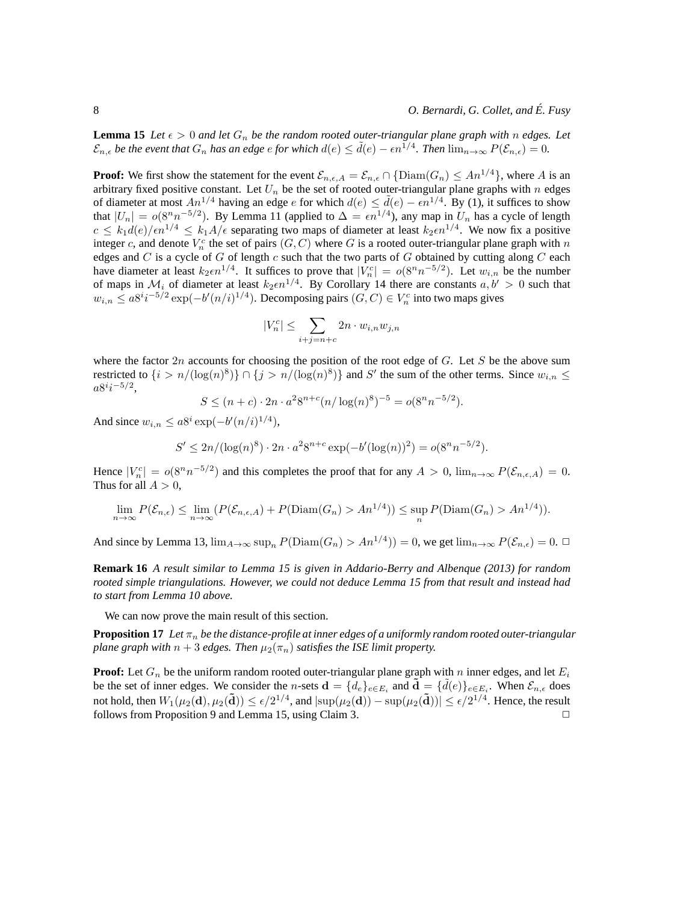**Lemma 15** *Let $\epsilon > 0$ and let $G_n$ be the random rooted outer-triangular plane graph with $n$ edges. Let $\mathcal{E}_{n,\epsilon}$ be the event that $G_n$ has an edge $e$ for which $d(e) \leq \tilde{d}(e) - \epsilon n^{1/4}$. Then $\lim_{n\to\infty} P(\mathcal{E}_{n,\epsilon}) = 0$.*

**Proof:** We first show the statement for the event $\mathcal{E}_{n,\epsilon,A} = \mathcal{E}_{n,\epsilon} \cap \{\mathrm{Diam}(G_n) \leq An^{1/4}\}$, where $A$ is an arbitrary fixed positive constant. Let $U_n$ be the set of rooted outer-triangular plane graphs with $n$ edges of diameter at most $An^{1/4}$ having an edge $e$ for which $d(e) \leq \tilde{d}(e) - \epsilon n^{1/4}$. By (1), it suffices to show that $|U_n| = o(8^n n^{-5/2})$. By Lemma 11 (applied to $\Delta = \epsilon n^{1/4}$), any map in $U_n$ has a cycle of length $c \leq k_1 d(e)/\epsilon n^{1/4} \leq k_1 A/\epsilon$ separating two maps of diameter at least $k_2 \epsilon n^{1/4}$. We now fix a positive integer $c$, and denote $V_n^c$ the set of pairs $(G, C)$ where $G$ is a rooted outer-triangular plane graph with $n$ edges and $C$ is a cycle of $G$ of length $c$ such that the two parts of $G$ obtained by cutting along $C$ each have diameter at least $k_2 \epsilon n^{1/4}$. It suffices to prove that $|V_n^c| = o(8^n n^{-5/2})$. Let $w_{i,n}$ be the number of maps in $\mathcal{M}_i$ of diameter at least $k_2 \epsilon n^{1/4}$. By Corollary 14 there are constants $a, b' > 0$ such that $w_{i,n} \leq a 8^i i^{-5/2} \exp(-b'(n/i)^{1/4})$. Decomposing pairs $(G, C) \in V_n^c$ into two maps gives

$$|V_n^c| \leq \sum_{i+j=n+c} 2n \cdot w_{i,n} w_{j,n}$$

where the factor $2n$ accounts for choosing the position of the root edge of $G$. Let $S$ be the above sum restricted to $\{i > n/(\log(n)^8)\} \cap \{j > n/(\log(n)^8)\}$ and $S'$ the sum of the other terms. Since $w_{i,n} \leq a 8^i i^{-5/2}$,

$$S \leq (n + c) \cdot 2n \cdot a^2 8^{n+c} (n/\log(n)^8)^{-5} = o(8^n n^{-5/2}).$$

And since $w_{i,n} \leq a 8^i \exp(-b'(n/i)^{1/4})$,

$$S' \leq 2n/(\log(n)^8) \cdot 2n \cdot a^2 8^{n+c} \exp(-b'(\log(n))^2) = o(8^n n^{-5/2}).$$

Hence $|V_n^c| = o(8^n n^{-5/2})$ and this completes the proof that for any $A > 0$, $\lim_{n\to\infty} P(\mathcal{E}_{n,\epsilon,A}) = 0$. Thus for all $A > 0$,

$$\lim_{n\to\infty} P(\mathcal{E}_{n,\epsilon}) \leq \lim_{n\to\infty} (P(\mathcal{E}_{n,\epsilon,A}) + P(\mathrm{Diam}(G_n) > An^{1/4})) \leq \sup_n P(\mathrm{Diam}(G_n) > An^{1/4})).$$

And since by Lemma 13, $\lim_{A\to\infty} \sup_n P(\mathrm{Diam}(G_n) > An^{1/4})) = 0$, we get $\lim_{n\to\infty} P(\mathcal{E}_{n,\epsilon}) = 0$. □

**Remark 16** *A result similar to Lemma 15 is given in Addario-Berry and Albenque (2013) for random rooted simple triangulations. However, we could not deduce Lemma 15 from that result and instead had to start from Lemma 10 above.*

We can now prove the main result of this section.

**Proposition 17** *Let $\pi_n$ be the distance-profile at inner edges of a uniformly random rooted outer-triangular plane graph with $n + 3$ edges. Then $\mu_2(\pi_n)$ satisfies the ISE limit property.*

**Proof:** Let $G_n$ be the uniform random rooted outer-triangular plane graph with $n$ inner edges, and let $E_i$ be the set of inner edges. We consider the $n$-sets $\mathbf{d} = \{d_e\}_{e\in E_i}$ and $\tilde{\mathbf{d}} = \{\tilde{d}(e)\}_{e\in E_i}$. When $\mathcal{E}_{n,\epsilon}$ does not hold, then $W_1(\mu_2(\mathbf{d}), \mu_2(\tilde{\mathbf{d}})) \leq \epsilon/2^{1/4}$, and $|\sup(\mu_2(\mathbf{d})) - \sup(\mu_2(\tilde{\mathbf{d}}))| \leq \epsilon/2^{1/4}$. Hence, the result follows from Proposition 9 and Lemma 15, using Claim 3. □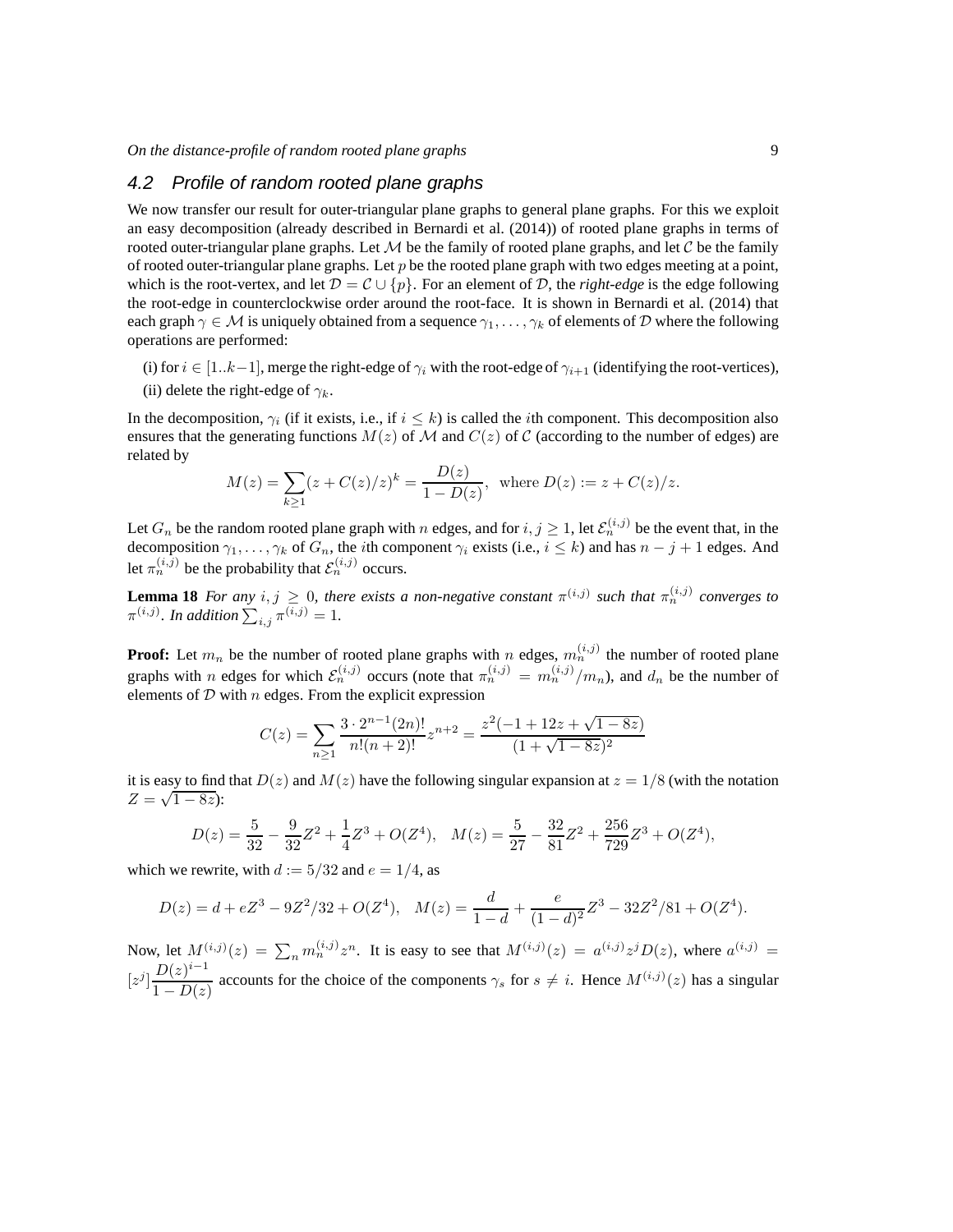## 4.2 Profile of random rooted plane graphs

We now transfer our result for outer-triangular plane graphs to general plane graphs. For this we exploit an easy decomposition (already described in Bernardi et al. (2014)) of rooted plane graphs in terms of rooted outer-triangular plane graphs. Let $\mathcal{M}$ be the family of rooted plane graphs, and let $\mathcal{C}$ be the family of rooted outer-triangular plane graphs. Let $p$ be the rooted plane graph with two edges meeting at a point, which is the root-vertex, and let $\mathcal{D} = \mathcal{C} \cup \{p\}$. For an element of $\mathcal{D}$, the *right-edge* is the edge following the root-edge in counterclockwise order around the root-face. It is shown in Bernardi et al. (2014) that each graph $\gamma \in \mathcal{M}$ is uniquely obtained from a sequence $\gamma_1, \ldots, \gamma_k$ of elements of $\mathcal{D}$ where the following operations are performed:

(i) for $i \in [1..k-1]$, merge the right-edge of $\gamma_i$ with the root-edge of $\gamma_{i+1}$ (identifying the root-vertices),

(ii) delete the right-edge of $\gamma_k$.

In the decomposition, $\gamma_i$ (if it exists, i.e., if $i \leq k$) is called the $i$th component. This decomposition also ensures that the generating functions $M(z)$ of $\mathcal{M}$ and $C(z)$ of $\mathcal{C}$ (according to the number of edges) are related by

$$M(z) = \sum_{k \geq 1} (z + C(z)/z)^k = \frac{D(z)}{1 - D(z)}, \quad \text{where } D(z) := z + C(z)/z.$$

Let $G_n$ be the random rooted plane graph with $n$ edges, and for $i, j \geq 1$, let $\mathcal{E}_n^{(i,j)}$ be the event that, in the decomposition $\gamma_1, \ldots, \gamma_k$ of $G_n$, the $i$th component $\gamma_i$ exists (i.e., $i \leq k$) and has $n - j + 1$ edges. And let $\pi_n^{(i,j)}$ be the probability that $\mathcal{E}_n^{(i,j)}$ occurs.

**Lemma 18** *For any $i, j \geq 0$, there exists a non-negative constant $\pi^{(i,j)}$ such that $\pi_n^{(i,j)}$ converges to $\pi^{(i,j)}$. In addition $\sum_{i,j} \pi^{(i,j)} = 1$.*

**Proof:** Let $m_n$ be the number of rooted plane graphs with $n$ edges, $m_n^{(i,j)}$ the number of rooted plane graphs with $n$ edges for which $\mathcal{E}_n^{(i,j)}$ occurs (note that $\pi_n^{(i,j)} = m_n^{(i,j)}/m_n$), and $d_n$ be the number of elements of $\mathcal{D}$ with $n$ edges. From the explicit expression

$$C(z) = \sum_{n \geq 1} \frac{3 \cdot 2^{n-1}(2n)!}{n!(n+2)!} z^{n+2} = \frac{z^2(-1 + 12z + \sqrt{1-8z})}{(1 + \sqrt{1-8z})^2}$$

it is easy to find that $D(z)$ and $M(z)$ have the following singular expansion at $z = 1/8$ (with the notation $Z = \sqrt{1-8z}$):

$$D(z) = \frac{5}{32} - \frac{9}{32} Z^2 + \frac{1}{4} Z^3 + O(Z^4), \quad M(z) = \frac{5}{27} - \frac{32}{81} Z^2 + \frac{256}{729} Z^3 + O(Z^4),$$

which we rewrite, with $d := 5/32$ and $e = 1/4$, as

$$D(z) = d + eZ^3 - 9Z^2/32 + O(Z^4), \quad M(z) = \frac{d}{1-d} + \frac{e}{(1-d)^2} Z^3 - 32Z^2/81 + O(Z^4).$$

Now, let $M^{(i,j)}(z) = \sum_n m_n^{(i,j)} z^n$. It is easy to see that $M^{(i,j)}(z) = a^{(i,j)} z^j D(z)$, where $a^{(i,j)} = [z^j] \dfrac{D(z)^{i-1}}{1 - D(z)}$ accounts for the choice of the components $\gamma_s$ for $s \neq i$. Hence $M^{(i,j)}(z)$ has a singular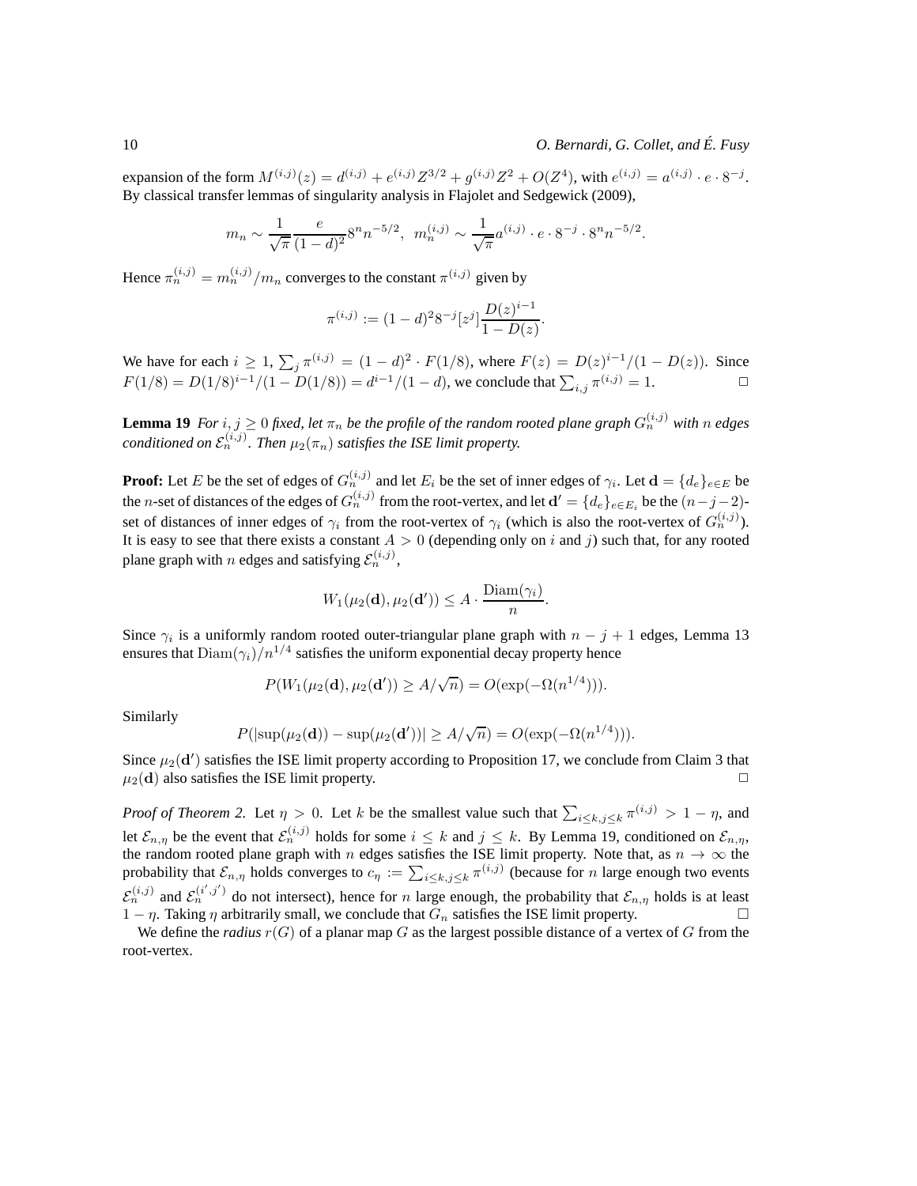expansion of the form $M^{(i,j)}(z) = d^{(i,j)} + e^{(i,j)} Z^{3/2} + g^{(i,j)} Z^2 + O(Z^4)$, with $e^{(i,j)} = a^{(i,j)} \cdot e \cdot 8^{-j}$. By classical transfer lemmas of singularity analysis in Flajolet and Sedgewick (2009),

$$m_n \sim \frac{1}{\sqrt{\pi}} \frac{e}{(1-d)^2} 8^n n^{-5/2}, \;\; m_n^{(i,j)} \sim \frac{1}{\sqrt{\pi}} a^{(i,j)} \cdot e \cdot 8^{-j} \cdot 8^n n^{-5/2}.$$

Hence $\pi_n^{(i,j)} = m_n^{(i,j)}/m_n$ converges to the constant $\pi^{(i,j)}$ given by

$$\pi^{(i,j)} := (1-d)^2 8^{-j} [z^j] \frac{D(z)^{i-1}}{1-D(z)}.$$

We have for each $i \geq 1$, $\sum_j \pi^{(i,j)} = (1-d)^2 \cdot F(1/8)$, where $F(z) = D(z)^{i-1}/(1-D(z))$. Since $F(1/8) = D(1/8)^{i-1}/(1-D(1/8)) = d^{i-1}/(1-d)$, we conclude that $\sum_{i,j} \pi^{(i,j)} = 1$. $\square$

**Lemma 19** *For $i, j \geq 0$ fixed, let $\pi_n$ be the profile of the random rooted plane graph $G_n^{(i,j)}$ with $n$ edges conditioned on $\mathcal{E}_n^{(i,j)}$. Then $\mu_2(\pi_n)$ satisfies the ISE limit property.*

**Proof:** Let $E$ be the set of edges of $G_n^{(i,j)}$ and let $E_i$ be the set of inner edges of $\gamma_i$. Let $\mathbf{d} = \{d_e\}_{e \in E}$ be the $n$-set of distances of the edges of $G_n^{(i,j)}$ from the root-vertex, and let $\mathbf{d}' = \{d_e\}_{e \in E_i}$ be the $(n-j-2)$-set of distances of inner edges of $\gamma_i$ from the root-vertex of $\gamma_i$ (which is also the root-vertex of $G_n^{(i,j)}$). It is easy to see that there exists a constant $A > 0$ (depending only on $i$ and $j$) such that, for any rooted plane graph with $n$ edges and satisfying $\mathcal{E}_n^{(i,j)}$,

$$W_1(\mu_2(\mathbf{d}), \mu_2(\mathbf{d}')) \leq A \cdot \frac{\mathrm{Diam}(\gamma_i)}{n}.$$

Since $\gamma_i$ is a uniformly random rooted outer-triangular plane graph with $n-j+1$ edges, Lemma 13 ensures that $\mathrm{Diam}(\gamma_i)/n^{1/4}$ satisfies the uniform exponential decay property hence

$$P(W_1(\mu_2(\mathbf{d}), \mu_2(\mathbf{d}')) \geq A/\sqrt{n}) = O(\exp(-\Omega(n^{1/4}))).$$

Similarly

$$P(|\sup(\mu_2(\mathbf{d})) - \sup(\mu_2(\mathbf{d}'))| \geq A/\sqrt{n}) = O(\exp(-\Omega(n^{1/4}))).$$

Since $\mu_2(\mathbf{d}')$ satisfies the ISE limit property according to Proposition 17, we conclude from Claim 3 that $\mu_2(\mathbf{d})$ also satisfies the ISE limit property. $\square$

*Proof of Theorem 2.* Let $\eta > 0$. Let $k$ be the smallest value such that $\sum_{i \leq k, j \leq k} \pi^{(i,j)} > 1 - \eta$, and let $\mathcal{E}_{n,\eta}$ be the event that $\mathcal{E}_n^{(i,j)}$ holds for some $i \leq k$ and $j \leq k$. By Lemma 19, conditioned on $\mathcal{E}_{n,\eta}$, the random rooted plane graph with $n$ edges satisfies the ISE limit property. Note that, as $n \to \infty$ the probability that $\mathcal{E}_{n,\eta}$ holds converges to $c_\eta := \sum_{i \leq k, j \leq k} \pi^{(i,j)}$ (because for $n$ large enough two events $\mathcal{E}_n^{(i,j)}$ and $\mathcal{E}_n^{(i',j')}$ do not intersect), hence for $n$ large enough, the probability that $\mathcal{E}_{n,\eta}$ holds is at least $1 - \eta$. Taking $\eta$ arbitrarily small, we conclude that $G_n$ satisfies the ISE limit property. $\square$

We define the *radius* $r(G)$ of a planar map $G$ as the largest possible distance of a vertex of $G$ from the root-vertex.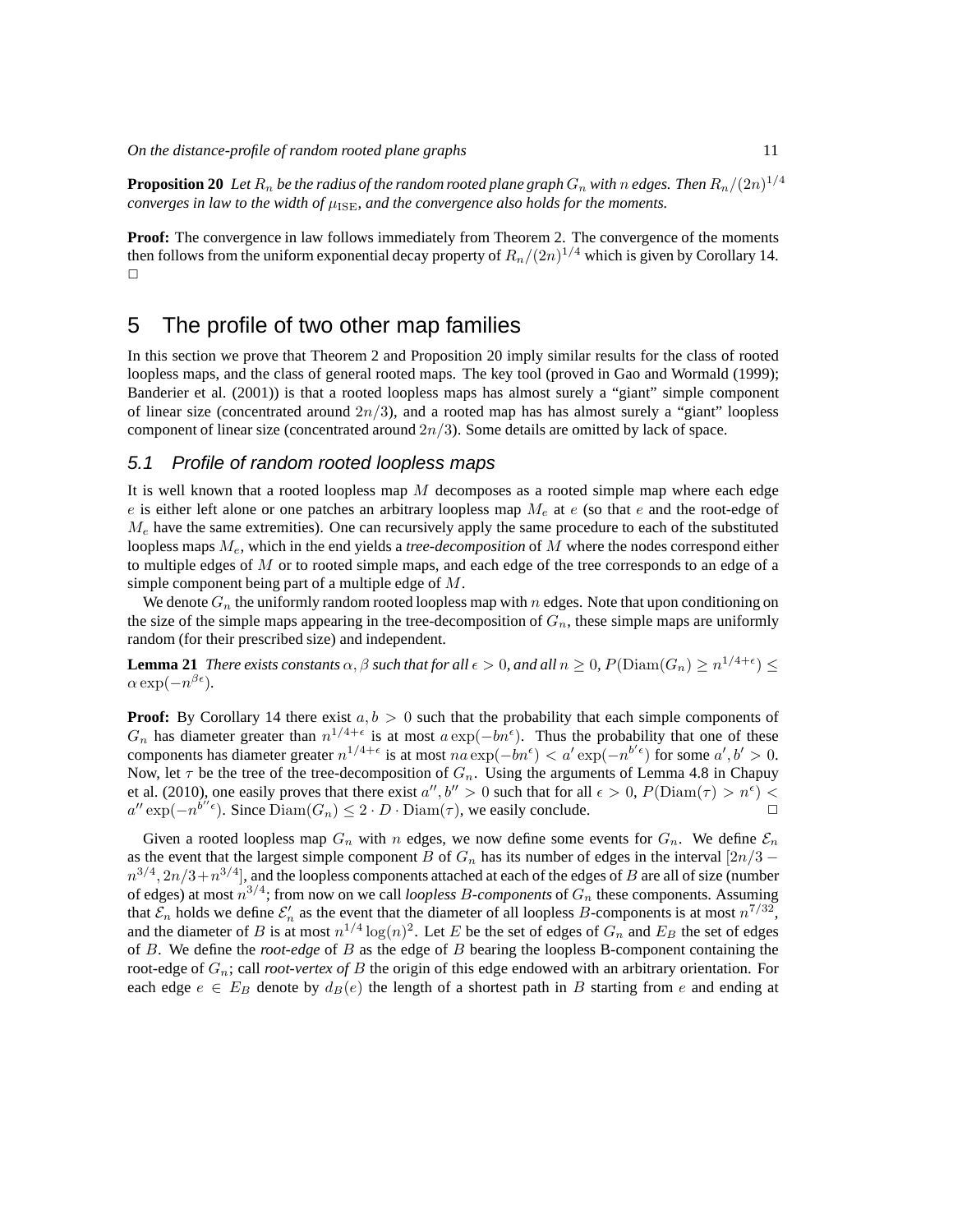**Proposition 20** *Let $R_n$ be the radius of the random rooted plane graph $G_n$ with $n$ edges. Then $R_n/(2n)^{1/4}$ converges in law to the width of $\mu_{\mathrm{ISE}}$, and the convergence also holds for the moments.*

**Proof:** The convergence in law follows immediately from Theorem 2. The convergence of the moments then follows from the uniform exponential decay property of $R_n/(2n)^{1/4}$ which is given by Corollary 14. □

# 5 The profile of two other map families

In this section we prove that Theorem 2 and Proposition 20 imply similar results for the class of rooted loopless maps, and the class of general rooted maps. The key tool (proved in Gao and Wormald (1999); Banderier et al. (2001)) is that a rooted loopless maps has almost surely a "giant" simple component of linear size (concentrated around $2n/3$), and a rooted map has has almost surely a "giant" loopless component of linear size (concentrated around $2n/3$). Some details are omitted by lack of space.

## 5.1 Profile of random rooted loopless maps

It is well known that a rooted loopless map $M$ decomposes as a rooted simple map where each edge $e$ is either left alone or one patches an arbitrary loopless map $M_e$ at $e$ (so that $e$ and the root-edge of $M_e$ have the same extremities). One can recursively apply the same procedure to each of the substituted loopless maps $M_e$, which in the end yields a *tree-decomposition* of $M$ where the nodes correspond either to multiple edges of $M$ or to rooted simple maps, and each edge of the tree corresponds to an edge of a simple component being part of a multiple edge of $M$.

We denote $G_n$ the uniformly random rooted loopless map with $n$ edges. Note that upon conditioning on the size of the simple maps appearing in the tree-decomposition of $G_n$, these simple maps are uniformly random (for their prescribed size) and independent.

**Lemma 21** *There exists constants $\alpha, \beta$ such that for all $\epsilon > 0$, and all $n \geq 0$, $P(\mathrm{Diam}(G_n) \geq n^{1/4+\epsilon}) \leq \alpha \exp(-n^{\beta\epsilon})$.*

**Proof:** By Corollary 14 there exist $a, b > 0$ such that the probability that each simple components of $G_n$ has diameter greater than $n^{1/4+\epsilon}$ is at most $a\exp(-bn^{\epsilon})$. Thus the probability that one of these components has diameter greater $n^{1/4+\epsilon}$ is at most $na\exp(-bn^{\epsilon}) < a'\exp(-n^{b'\epsilon})$ for some $a', b' > 0$. Now, let $\tau$ be the tree of the tree-decomposition of $G_n$. Using the arguments of Lemma 4.8 in Chapuy et al. (2010), one easily proves that there exist $a'', b'' > 0$ such that for all $\epsilon > 0$, $P(\mathrm{Diam}(\tau) > n^{\epsilon}) < a''\exp(-n^{b''\epsilon})$. Since $\mathrm{Diam}(G_n) \leq 2 \cdot D \cdot \mathrm{Diam}(\tau)$, we easily conclude. □

Given a rooted loopless map $G_n$ with $n$ edges, we now define some events for $G_n$. We define $\mathcal{E}_n$ as the event that the largest simple component $B$ of $G_n$ has its number of edges in the interval $[2n/3 - n^{3/4}, 2n/3 + n^{3/4}]$, and the loopless components attached at each of the edges of $B$ are all of size (number of edges) at most $n^{3/4}$; from now on we call *loopless $B$-components* of $G_n$ these components. Assuming that $\mathcal{E}_n$ holds we define $\mathcal{E}'_n$ as the event that the diameter of all loopless $B$-components is at most $n^{7/32}$, and the diameter of $B$ is at most $n^{1/4}\log(n)^2$. Let $E$ be the set of edges of $G_n$ and $E_B$ the set of edges of $B$. We define the *root-edge* of $B$ as the edge of $B$ bearing the loopless B-component containing the root-edge of $G_n$; call *root-vertex of* $B$ the origin of this edge endowed with an arbitrary orientation. For each edge $e \in E_B$ denote by $d_B(e)$ the length of a shortest path in $B$ starting from $e$ and ending at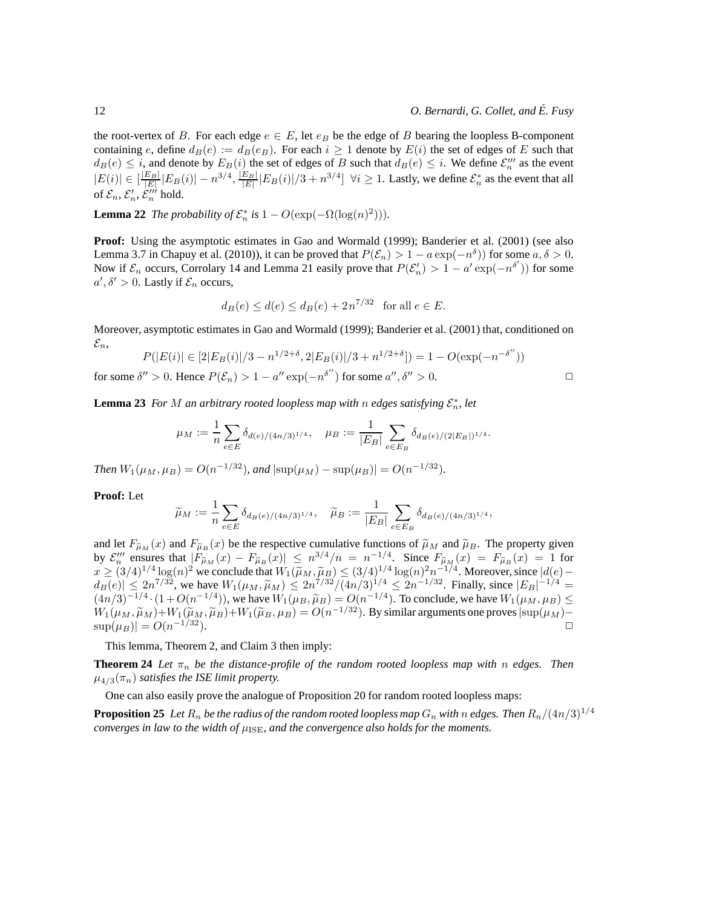the root-vertex of $B$. For each edge $e \in E$, let $e_B$ be the edge of $B$ bearing the loopless B-component containing $e$, define $d_B(e) := d_B(e_B)$. For each $i \geq 1$ denote by $E(i)$ the set of edges of $E$ such that $d_B(e) \leq i$, and denote by $E_B(i)$ the set of edges of $B$ such that $d_B(e) \leq i$. We define $\mathcal{E}_n'''$ as the event $|E(i)| \in [\frac{|E_B|}{|E|}|E_B(i)| - n^{3/4}, \frac{|E_B|}{|E|}|E_B(i)|/3 + n^{3/4}]$ $\forall i \geq 1$. Lastly, we define $\mathcal{E}_n^*$ as the event that all of $\mathcal{E}_n$, $\mathcal{E}_n'$, $\mathcal{E}_n'''$ hold.

**Lemma 22** *The probability of $\mathcal{E}_n^*$ is $1 - O(\exp(-\Omega(\log(n)^2)))$.*

**Proof:** Using the asymptotic estimates in Gao and Wormald (1999); Banderier et al. (2001) (see also Lemma 3.7 in Chapuy et al. (2010)), it can be proved that $P(\mathcal{E}_n) > 1 - a\exp(-n^{\delta})$ for some $a, \delta > 0$. Now if $\mathcal{E}_n$ occurs, Corrolary 14 and Lemma 21 easily prove that $P(\mathcal{E}_n') > 1 - a'\exp(-n^{\delta'})$ for some $a', \delta' > 0$. Lastly if $\mathcal{E}_n$ occurs,

$$d_B(e) \leq d(e) \leq d_B(e) + 2n^{7/32} \quad \text{for all } e \in E.$$

Moreover, asymptotic estimates in Gao and Wormald (1999); Banderier et al. (2001) that, conditioned on $\mathcal{E}_n$,

$$P(|E(i)| \in [2|E_B(i)|/3 - n^{1/2+\delta}, 2|E_B(i)|/3 + n^{1/2+\delta}]) = 1 - O(\exp(-n^{-\delta''}))$$

for some $\delta'' > 0$. Hence $P(\mathcal{E}_n) > 1 - a''\exp(-n^{\delta''})$ for some $a'', \delta'' > 0$. $\square$

**Lemma 23** *For $M$ an arbitrary rooted loopless map with $n$ edges satisfying $\mathcal{E}_n^*$, let*

$$\mu_M := \frac{1}{n}\sum_{e\in E} \delta_{d(e)/(4n/3)^{1/4}}, \quad \mu_B := \frac{1}{|E_B|}\sum_{e\in E_B} \delta_{d_B(e)/(2|E_B|)^{1/4}}.$$

*Then $W_1(\mu_M, \mu_B) = O(n^{-1/32})$, and $|\sup(\mu_M) - \sup(\mu_B)| = O(n^{-1/32})$.*

**Proof:** Let

$$\widetilde{\mu}_M := \frac{1}{n}\sum_{e\in E} \delta_{d_B(e)/(4n/3)^{1/4}}, \quad \widetilde{\mu}_B := \frac{1}{|E_B|}\sum_{e\in E_B} \delta_{d_B(e)/(4n/3)^{1/4}},$$

and let $F_{\widetilde{\mu}_M}(x)$ and $F_{\widetilde{\mu}_B}(x)$ be the respective cumulative functions of $\widetilde{\mu}_M$ and $\widetilde{\mu}_B$. The property given by $\mathcal{E}_n'''$ ensures that $|F_{\widetilde{\mu}_M}(x) - F_{\widetilde{\mu}_B}(x)| \leq n^{3/4}/n = n^{-1/4}$. Since $F_{\widetilde{\mu}_M}(x) = F_{\widetilde{\mu}_B}(x) = 1$ for $x \geq (3/4)^{1/4}\log(n)^2$ we conclude that $W_1(\widetilde{\mu}_M, \widetilde{\mu}_B) \leq (3/4)^{1/4}\log(n)^2 n^{-1/4}$. Moreover, since $|d(e) - d_B(e)| \leq 2n^{7/32}$, we have $W_1(\mu_M, \widetilde{\mu}_M) \leq 2n^{7/32}/(4n/3)^{1/4} \leq 2n^{-1/32}$. Finally, since $|E_B|^{-1/4} = (4n/3)^{-1/4} \cdot (1 + O(n^{-1/4}))$, we have $W_1(\mu_B, \widetilde{\mu}_B) = O(n^{-1/4})$. To conclude, we have $W_1(\mu_M, \mu_B) \leq W_1(\mu_M, \widetilde{\mu}_M) + W_1(\widetilde{\mu}_M, \widetilde{\mu}_B) + W_1(\widetilde{\mu}_B, \mu_B) = O(n^{-1/32})$. By similar arguments one proves $|\sup(\mu_M) - \sup(\mu_B)| = O(n^{-1/32})$. $\square$

This lemma, Theorem 2, and Claim 3 then imply:

**Theorem 24** *Let $\pi_n$ be the distance-profile of the random rooted loopless map with $n$ edges. Then $\mu_{4/3}(\pi_n)$ satisfies the ISE limit property.*

One can also easily prove the analogue of Proposition 20 for random rooted loopless maps:

**Proposition 25** *Let $R_n$ be the radius of the random rooted loopless map $G_n$ with $n$ edges. Then $R_n/(4n/3)^{1/4}$ converges in law to the width of $\mu_{\mathrm{ISE}}$, and the convergence also holds for the moments.*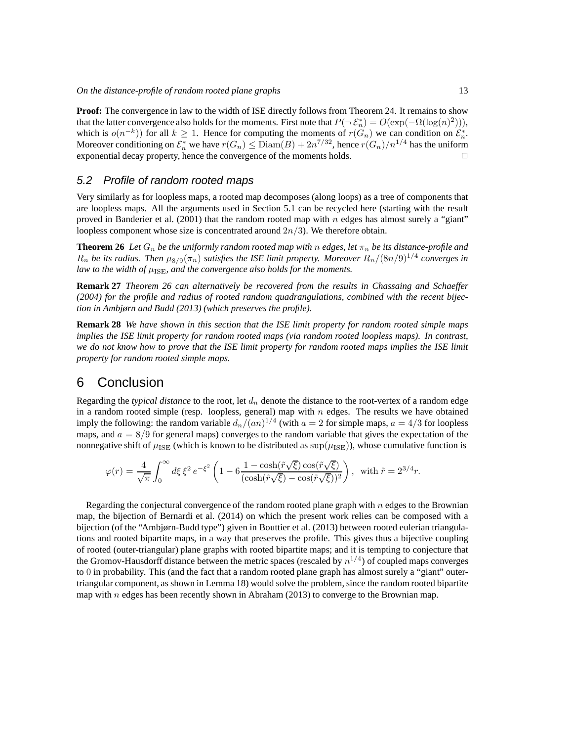**Proof:** The convergence in law to the width of ISE directly follows from Theorem 24. It remains to show that the latter convergence also holds for the moments. First note that $P(\neg\,\mathcal{E}_n^*) = O(\exp(-\Omega(\log(n)^2)))$, which is $o(n^{-k})$ for all $k \geq 1$. Hence for computing the moments of $r(G_n)$ we can condition on $\mathcal{E}_n^*$. Moreover conditioning on $\mathcal{E}_n^*$ we have $r(G_n) \leq \mathrm{Diam}(B) + 2n^{7/32}$, hence $r(G_n)/n^{1/4}$ has the uniform exponential decay property, hence the convergence of the moments holds. □

### 5.2 Profile of random rooted maps

Very similarly as for loopless maps, a rooted map decomposes (along loops) as a tree of components that are loopless maps. All the arguments used in Section 5.1 can be recycled here (starting with the result proved in Banderier et al. (2001) that the random rooted map with $n$ edges has almost surely a "giant" loopless component whose size is concentrated around $2n/3$). We therefore obtain.

**Theorem 26** *Let $G_n$ be the uniformly random rooted map with $n$ edges, let $\pi_n$ be its distance-profile and $R_n$ be its radius. Then $\mu_{8/9}(\pi_n)$ satisfies the ISE limit property. Moreover $R_n/(8n/9)^{1/4}$ converges in law to the width of $\mu_{\mathrm{ISE}}$, and the convergence also holds for the moments.*

**Remark 27** *Theorem 26 can alternatively be recovered from the results in Chassaing and Schaeffer (2004) for the profile and radius of rooted random quadrangulations, combined with the recent bijection in Ambjørn and Budd (2013) (which preserves the profile).*

**Remark 28** *We have shown in this section that the ISE limit property for random rooted simple maps implies the ISE limit property for random rooted maps (via random rooted loopless maps). In contrast, we do not know how to prove that the ISE limit property for random rooted maps implies the ISE limit property for random rooted simple maps.*

## 6 Conclusion

Regarding the *typical distance* to the root, let $d_n$ denote the distance to the root-vertex of a random edge in a random rooted simple (resp. loopless, general) map with $n$ edges. The results we have obtained imply the following: the random variable $d_n/(an)^{1/4}$ (with $a = 2$ for simple maps, $a = 4/3$ for loopless maps, and $a = 8/9$ for general maps) converges to the random variable that gives the expectation of the nonnegative shift of $\mu_{\mathrm{ISE}}$ (which is known to be distributed as $\sup(\mu_{\mathrm{ISE}})$), whose cumulative function is

$$\varphi(r) = \frac{4}{\sqrt{\pi}} \int_0^\infty d\xi\, \xi^2 e^{-\xi^2} \left(1 - 6\frac{1 - \cosh(\tilde{r}\sqrt{\xi})\cos(\tilde{r}\sqrt{\xi})}{(\cosh(\tilde{r}\sqrt{\xi}) - \cos(\tilde{r}\sqrt{\xi}))^2}\right), \quad \text{with } \tilde{r} = 2^{3/4} r.$$

Regarding the conjectural convergence of the random rooted plane graph with $n$ edges to the Brownian map, the bijection of Bernardi et al. (2014) on which the present work relies can be composed with a bijection (of the "Ambjørn-Budd type") given in Bouttier et al. (2013) between rooted eulerian triangulations and rooted bipartite maps, in a way that preserves the profile. This gives thus a bijective coupling of rooted (outer-triangular) plane graphs with rooted bipartite maps; and it is tempting to conjecture that the Gromov-Hausdorff distance between the metric spaces (rescaled by $n^{1/4}$) of coupled maps converges to $0$ in probability. This (and the fact that a random rooted plane graph has almost surely a "giant" outer-triangular component, as shown in Lemma 18) would solve the problem, since the random rooted bipartite map with $n$ edges has been recently shown in Abraham (2013) to converge to the Brownian map.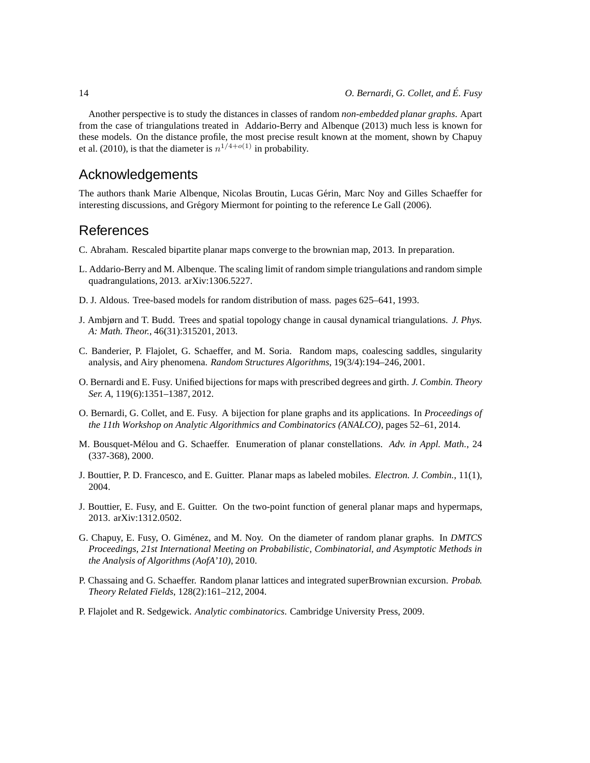Another perspective is to study the distances in classes of random *non-embedded planar graphs*. Apart from the case of triangulations treated in Addario-Berry and Albenque (2013) much less is known for these models. On the distance profile, the most precise result known at the moment, shown by Chapuy et al. (2010), is that the diameter is $n^{1/4+o(1)}$ in probability.

## Acknowledgements

The authors thank Marie Albenque, Nicolas Broutin, Lucas Gérin, Marc Noy and Gilles Schaeffer for interesting discussions, and Grégory Miermont for pointing to the reference Le Gall (2006).

## References

C. Abraham. Rescaled bipartite planar maps converge to the brownian map, 2013. In preparation.

L. Addario-Berry and M. Albenque. The scaling limit of random simple triangulations and random simple quadrangulations, 2013. arXiv:1306.5227.

D. J. Aldous. Tree-based models for random distribution of mass. pages 625–641, 1993.

J. Ambjørn and T. Budd. Trees and spatial topology change in causal dynamical triangulations. *J. Phys. A: Math. Theor.*, 46(31):315201, 2013.

C. Banderier, P. Flajolet, G. Schaeffer, and M. Soria. Random maps, coalescing saddles, singularity analysis, and Airy phenomena. *Random Structures Algorithms*, 19(3/4):194–246, 2001.

O. Bernardi and E. Fusy. Unified bijections for maps with prescribed degrees and girth. *J. Combin. Theory Ser. A*, 119(6):1351–1387, 2012.

O. Bernardi, G. Collet, and E. Fusy. A bijection for plane graphs and its applications. In *Proceedings of the 11th Workshop on Analytic Algorithmics and Combinatorics (ANALCO)*, pages 52–61, 2014.

M. Bousquet-Mélou and G. Schaeffer. Enumeration of planar constellations. *Adv. in Appl. Math.*, 24 (337-368), 2000.

J. Bouttier, P. D. Francesco, and E. Guitter. Planar maps as labeled mobiles. *Electron. J. Combin.*, 11(1), 2004.

J. Bouttier, E. Fusy, and E. Guitter. On the two-point function of general planar maps and hypermaps, 2013. arXiv:1312.0502.

G. Chapuy, E. Fusy, O. Giménez, and M. Noy. On the diameter of random planar graphs. In *DMTCS Proceedings, 21st International Meeting on Probabilistic, Combinatorial, and Asymptotic Methods in the Analysis of Algorithms (AofA'10)*, 2010.

P. Chassaing and G. Schaeffer. Random planar lattices and integrated superBrownian excursion. *Probab. Theory Related Fields*, 128(2):161–212, 2004.

P. Flajolet and R. Sedgewick. *Analytic combinatorics*. Cambridge University Press, 2009.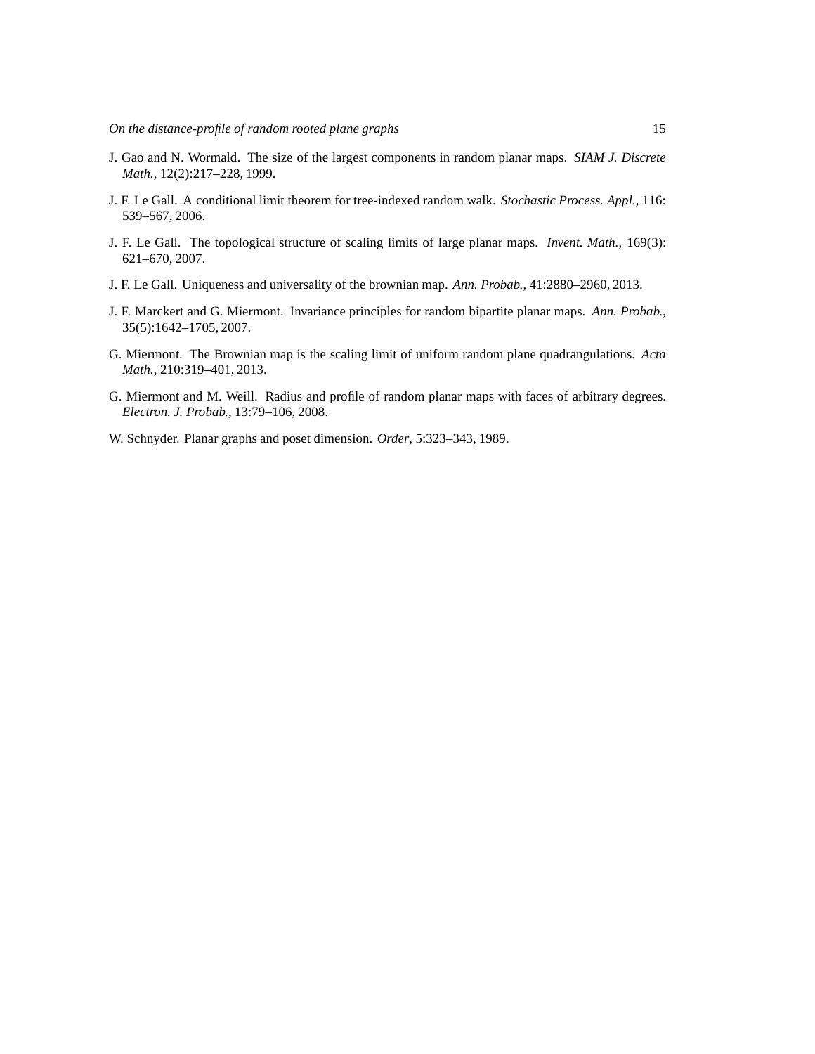J. Gao and N. Wormald. The size of the largest components in random planar maps. *SIAM J. Discrete Math.*, 12(2):217–228, 1999.

J. F. Le Gall. A conditional limit theorem for tree-indexed random walk. *Stochastic Process. Appl.*, 116: 539–567, 2006.

J. F. Le Gall. The topological structure of scaling limits of large planar maps. *Invent. Math.*, 169(3): 621–670, 2007.

J. F. Le Gall. Uniqueness and universality of the brownian map. *Ann. Probab.*, 41:2880–2960, 2013.

J. F. Marckert and G. Miermont. Invariance principles for random bipartite planar maps. *Ann. Probab.*, 35(5):1642–1705, 2007.

G. Miermont. The Brownian map is the scaling limit of uniform random plane quadrangulations. *Acta Math.*, 210:319–401, 2013.

G. Miermont and M. Weill. Radius and profile of random planar maps with faces of arbitrary degrees. *Electron. J. Probab.*, 13:79–106, 2008.

W. Schnyder. Planar graphs and poset dimension. *Order*, 5:323–343, 1989.